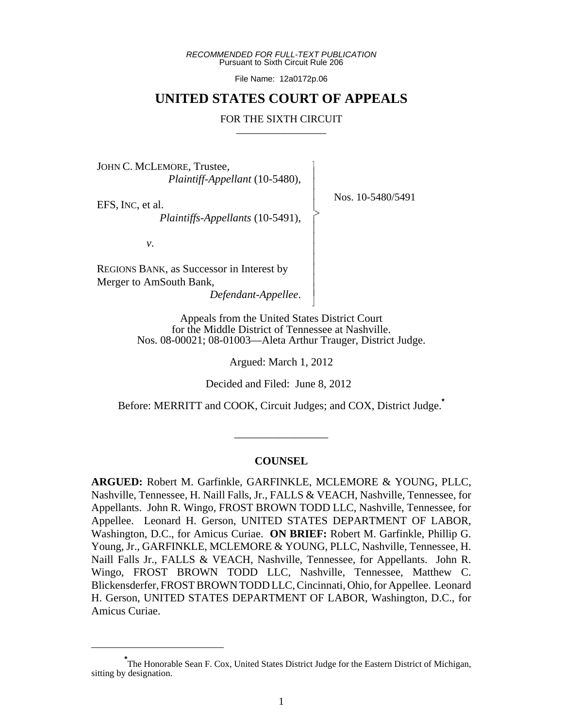*RECOMMENDED FOR FULL-TEXT PUBLICATION*
Pursuant to Sixth Circuit Rule 206

File Name: 12a0172p.06

# UNITED STATES COURT OF APPEALS

FOR THE SIXTH CIRCUIT

---

JOHN C. MCLEMORE, Trustee,
*Plaintiff-Appellant* (10-5480),

EFS, INC, et al.
*Plaintiffs-Appellants* (10-5491),

*v.*

REGIONS BANK, as Successor in Interest by Merger to AmSouth Bank,
*Defendant-Appellee*.

Nos. 10-5480/5491

Appeals from the United States District Court for the Middle District of Tennessee at Nashville.
Nos. 08-00021; 08-01003—Aleta Arthur Trauger, District Judge.

Argued: March 1, 2012

Decided and Filed: June 8, 2012

Before: MERRITT and COOK, Circuit Judges; and COX, District Judge.[*]

---

**COUNSEL**

**ARGUED:** Robert M. Garfinkle, GARFINKLE, MCLEMORE & YOUNG, PLLC, Nashville, Tennessee, H. Naill Falls, Jr., FALLS & VEACH, Nashville, Tennessee, for Appellants. John R. Wingo, FROST BROWN TODD LLC, Nashville, Tennessee, for Appellee. Leonard H. Gerson, UNITED STATES DEPARTMENT OF LABOR, Washington, D.C., for Amicus Curiae. **ON BRIEF:** Robert M. Garfinkle, Phillip G. Young, Jr., GARFINKLE, MCLEMORE & YOUNG, PLLC, Nashville, Tennessee, H. Naill Falls Jr., FALLS & VEACH, Nashville, Tennessee, for Appellants. John R. Wingo, FROST BROWN TODD LLC, Nashville, Tennessee, Matthew C. Blickensderfer, FROST BROWN TODD LLC, Cincinnati, Ohio, for Appellee. Leonard H. Gerson, UNITED STATES DEPARTMENT OF LABOR, Washington, D.C., for Amicus Curiae.

---

[*] The Honorable Sean F. Cox, United States District Judge for the Eastern District of Michigan, sitting by designation.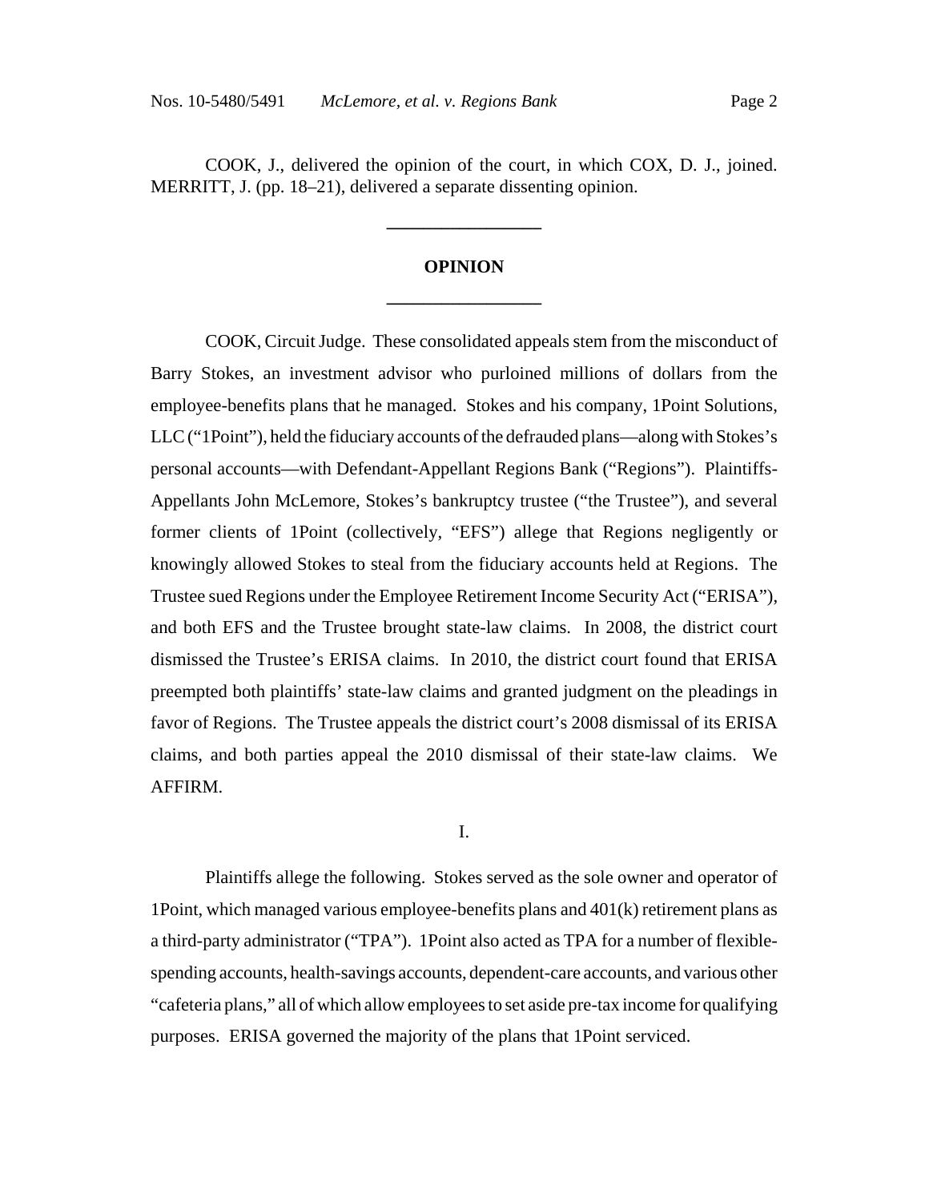COOK, J., delivered the opinion of the court, in which COX, D. J., joined. MERRITT, J. (pp. 18–21), delivered a separate dissenting opinion.

---

**OPINION**

---

COOK, Circuit Judge. These consolidated appeals stem from the misconduct of Barry Stokes, an investment advisor who purloined millions of dollars from the employee-benefits plans that he managed. Stokes and his company, 1Point Solutions, LLC ("1Point"), held the fiduciary accounts of the defrauded plans—along with Stokes's personal accounts—with Defendant-Appellant Regions Bank ("Regions"). Plaintiffs-Appellants John McLemore, Stokes's bankruptcy trustee ("the Trustee"), and several former clients of 1Point (collectively, "EFS") allege that Regions negligently or knowingly allowed Stokes to steal from the fiduciary accounts held at Regions. The Trustee sued Regions under the Employee Retirement Income Security Act ("ERISA"), and both EFS and the Trustee brought state-law claims. In 2008, the district court dismissed the Trustee's ERISA claims. In 2010, the district court found that ERISA preempted both plaintiffs' state-law claims and granted judgment on the pleadings in favor of Regions. The Trustee appeals the district court's 2008 dismissal of its ERISA claims, and both parties appeal the 2010 dismissal of their state-law claims. We AFFIRM.

I.

Plaintiffs allege the following. Stokes served as the sole owner and operator of 1Point, which managed various employee-benefits plans and 401(k) retirement plans as a third-party administrator ("TPA"). 1Point also acted as TPA for a number of flexible-spending accounts, health-savings accounts, dependent-care accounts, and various other "cafeteria plans," all of which allow employees to set aside pre-tax income for qualifying purposes. ERISA governed the majority of the plans that 1Point serviced.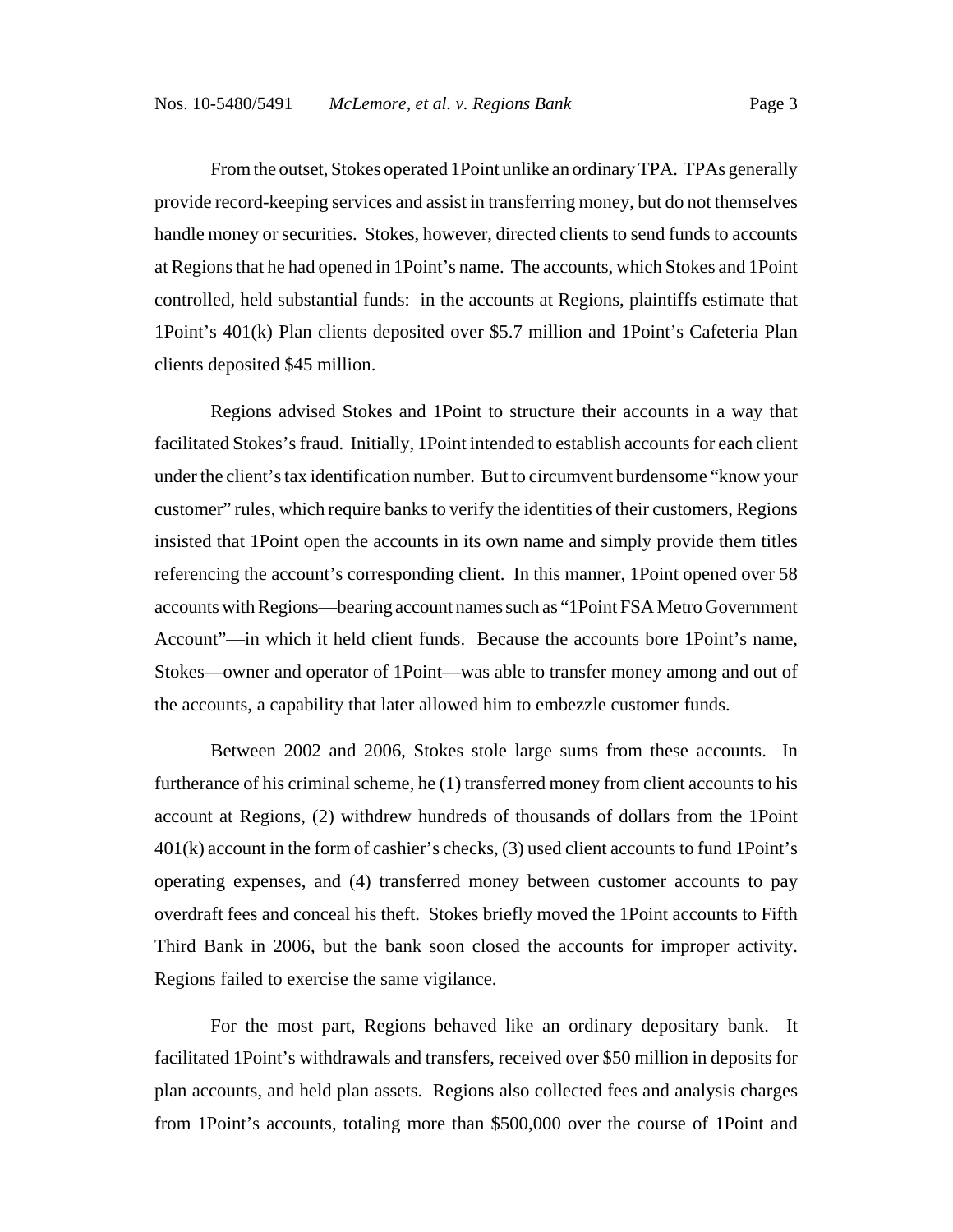From the outset, Stokes operated 1Point unlike an ordinary TPA. TPAs generally provide record-keeping services and assist in transferring money, but do not themselves handle money or securities. Stokes, however, directed clients to send funds to accounts at Regions that he had opened in 1Point's name. The accounts, which Stokes and 1Point controlled, held substantial funds: in the accounts at Regions, plaintiffs estimate that 1Point's 401(k) Plan clients deposited over $5.7 million and 1Point's Cafeteria Plan clients deposited $45 million.

Regions advised Stokes and 1Point to structure their accounts in a way that facilitated Stokes's fraud. Initially, 1Point intended to establish accounts for each client under the client's tax identification number. But to circumvent burdensome "know your customer" rules, which require banks to verify the identities of their customers, Regions insisted that 1Point open the accounts in its own name and simply provide them titles referencing the account's corresponding client. In this manner, 1Point opened over 58 accounts with Regions—bearing account names such as "1Point FSA Metro Government Account"—in which it held client funds. Because the accounts bore 1Point's name, Stokes—owner and operator of 1Point—was able to transfer money among and out of the accounts, a capability that later allowed him to embezzle customer funds.

Between 2002 and 2006, Stokes stole large sums from these accounts. In furtherance of his criminal scheme, he (1) transferred money from client accounts to his account at Regions, (2) withdrew hundreds of thousands of dollars from the 1Point 401(k) account in the form of cashier's checks, (3) used client accounts to fund 1Point's operating expenses, and (4) transferred money between customer accounts to pay overdraft fees and conceal his theft. Stokes briefly moved the 1Point accounts to Fifth Third Bank in 2006, but the bank soon closed the accounts for improper activity. Regions failed to exercise the same vigilance.

For the most part, Regions behaved like an ordinary depositary bank. It facilitated 1Point's withdrawals and transfers, received over $50 million in deposits for plan accounts, and held plan assets. Regions also collected fees and analysis charges from 1Point's accounts, totaling more than $500,000 over the course of 1Point and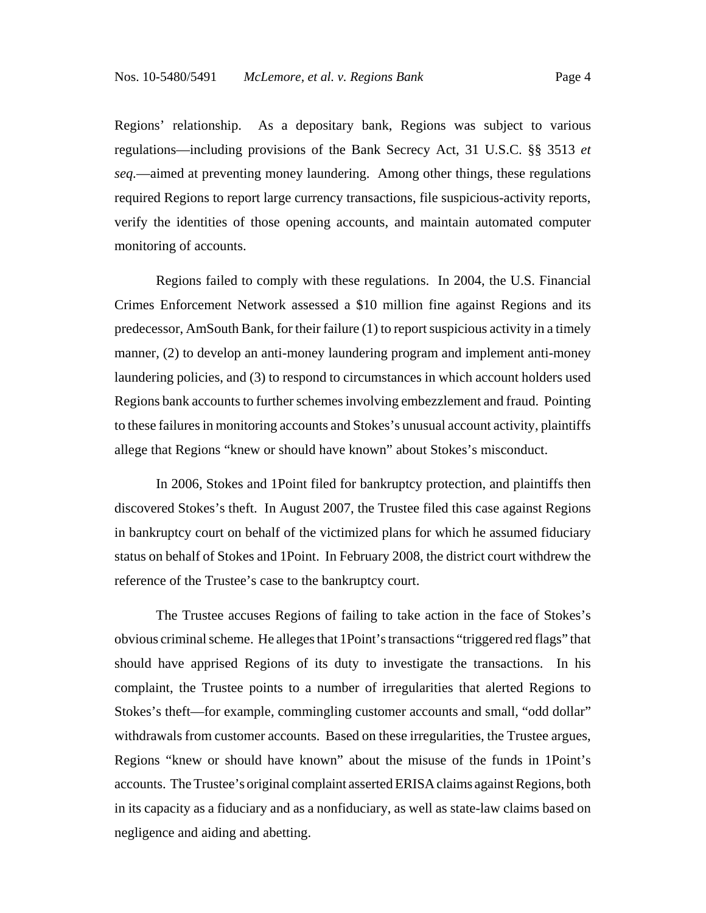Regions' relationship. As a depositary bank, Regions was subject to various regulations—including provisions of the Bank Secrecy Act, 31 U.S.C. §§ 3513 *et seq.*—aimed at preventing money laundering. Among other things, these regulations required Regions to report large currency transactions, file suspicious-activity reports, verify the identities of those opening accounts, and maintain automated computer monitoring of accounts.

Regions failed to comply with these regulations. In 2004, the U.S. Financial Crimes Enforcement Network assessed a $10 million fine against Regions and its predecessor, AmSouth Bank, for their failure (1) to report suspicious activity in a timely manner, (2) to develop an anti-money laundering program and implement anti-money laundering policies, and (3) to respond to circumstances in which account holders used Regions bank accounts to further schemes involving embezzlement and fraud. Pointing to these failures in monitoring accounts and Stokes's unusual account activity, plaintiffs allege that Regions "knew or should have known" about Stokes's misconduct.

In 2006, Stokes and 1Point filed for bankruptcy protection, and plaintiffs then discovered Stokes's theft. In August 2007, the Trustee filed this case against Regions in bankruptcy court on behalf of the victimized plans for which he assumed fiduciary status on behalf of Stokes and 1Point. In February 2008, the district court withdrew the reference of the Trustee's case to the bankruptcy court.

The Trustee accuses Regions of failing to take action in the face of Stokes's obvious criminal scheme. He alleges that 1Point's transactions "triggered red flags" that should have apprised Regions of its duty to investigate the transactions. In his complaint, the Trustee points to a number of irregularities that alerted Regions to Stokes's theft—for example, commingling customer accounts and small, "odd dollar" withdrawals from customer accounts. Based on these irregularities, the Trustee argues, Regions "knew or should have known" about the misuse of the funds in 1Point's accounts. The Trustee's original complaint asserted ERISA claims against Regions, both in its capacity as a fiduciary and as a nonfiduciary, as well as state-law claims based on negligence and aiding and abetting.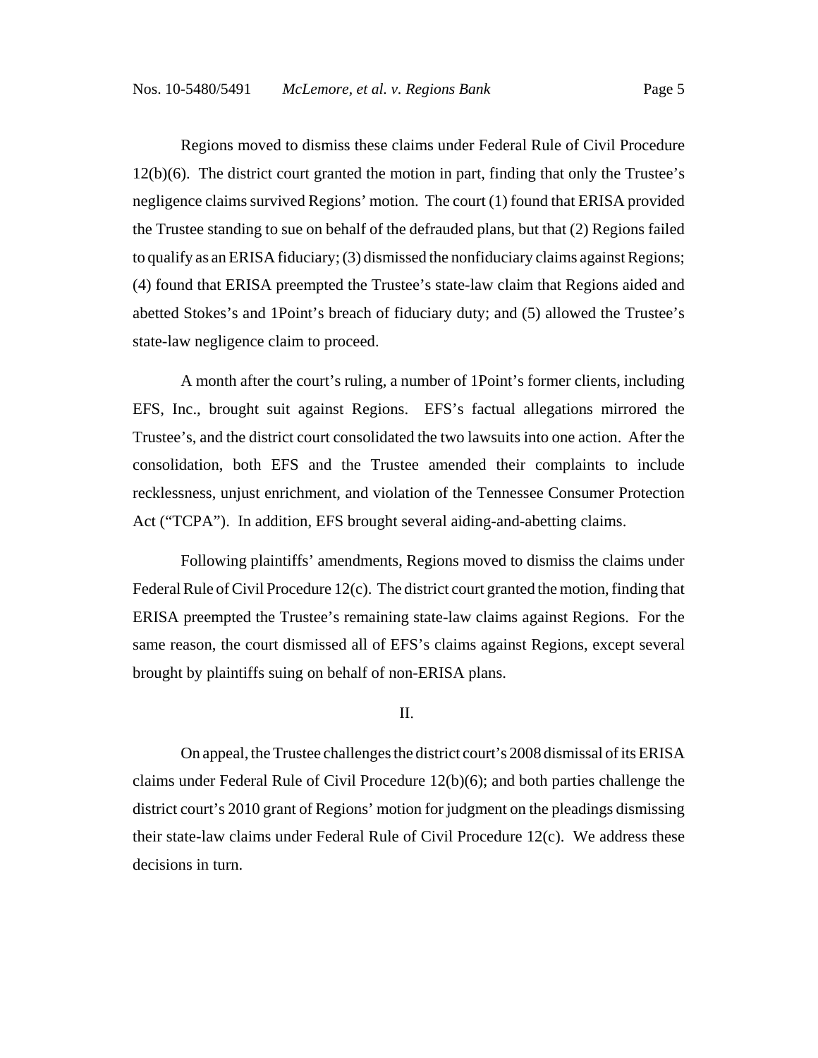Regions moved to dismiss these claims under Federal Rule of Civil Procedure 12(b)(6). The district court granted the motion in part, finding that only the Trustee's negligence claims survived Regions' motion. The court (1) found that ERISA provided the Trustee standing to sue on behalf of the defrauded plans, but that (2) Regions failed to qualify as an ERISA fiduciary; (3) dismissed the nonfiduciary claims against Regions; (4) found that ERISA preempted the Trustee's state-law claim that Regions aided and abetted Stokes's and 1Point's breach of fiduciary duty; and (5) allowed the Trustee's state-law negligence claim to proceed.

A month after the court's ruling, a number of 1Point's former clients, including EFS, Inc., brought suit against Regions. EFS's factual allegations mirrored the Trustee's, and the district court consolidated the two lawsuits into one action. After the consolidation, both EFS and the Trustee amended their complaints to include recklessness, unjust enrichment, and violation of the Tennessee Consumer Protection Act ("TCPA"). In addition, EFS brought several aiding-and-abetting claims.

Following plaintiffs' amendments, Regions moved to dismiss the claims under Federal Rule of Civil Procedure 12(c). The district court granted the motion, finding that ERISA preempted the Trustee's remaining state-law claims against Regions. For the same reason, the court dismissed all of EFS's claims against Regions, except several brought by plaintiffs suing on behalf of non-ERISA plans.

## II.

On appeal, the Trustee challenges the district court's 2008 dismissal of its ERISA claims under Federal Rule of Civil Procedure 12(b)(6); and both parties challenge the district court's 2010 grant of Regions' motion for judgment on the pleadings dismissing their state-law claims under Federal Rule of Civil Procedure 12(c). We address these decisions in turn.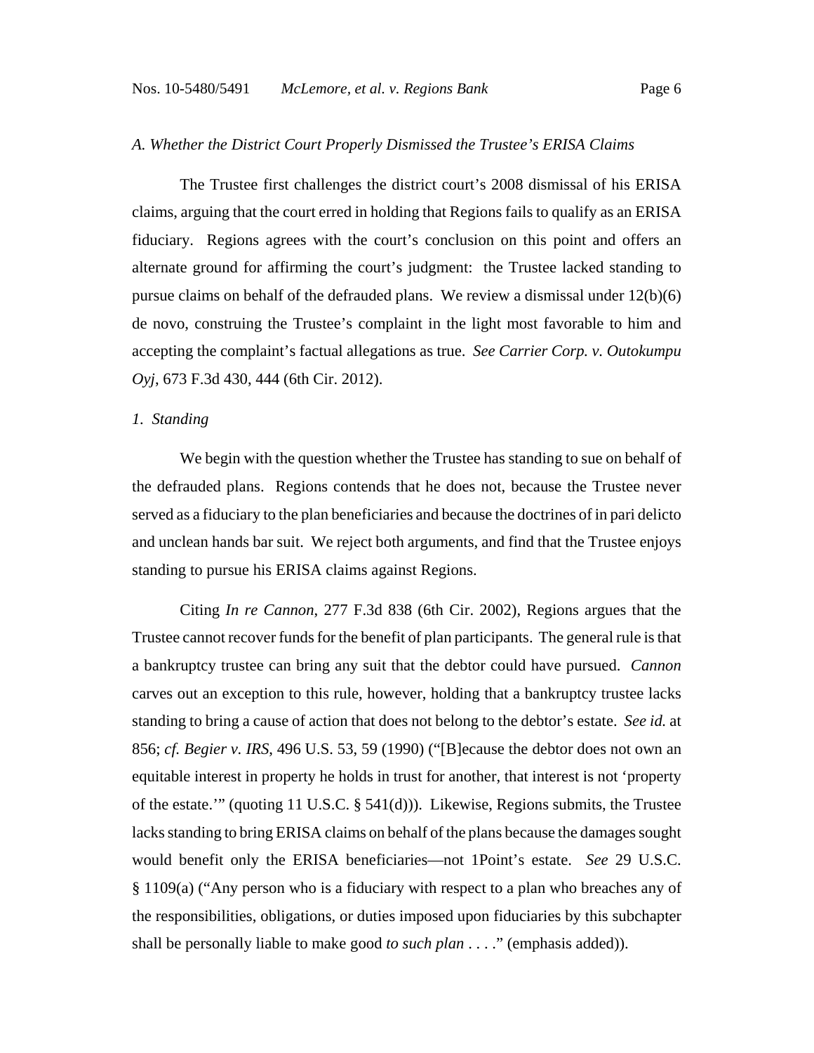*A. Whether the District Court Properly Dismissed the Trustee's ERISA Claims*

The Trustee first challenges the district court's 2008 dismissal of his ERISA claims, arguing that the court erred in holding that Regions fails to qualify as an ERISA fiduciary. Regions agrees with the court's conclusion on this point and offers an alternate ground for affirming the court's judgment: the Trustee lacked standing to pursue claims on behalf of the defrauded plans. We review a dismissal under 12(b)(6) de novo, construing the Trustee's complaint in the light most favorable to him and accepting the complaint's factual allegations as true. *See Carrier Corp. v. Outokumpu Oyj*, 673 F.3d 430, 444 (6th Cir. 2012).

*1. Standing*

We begin with the question whether the Trustee has standing to sue on behalf of the defrauded plans. Regions contends that he does not, because the Trustee never served as a fiduciary to the plan beneficiaries and because the doctrines of in pari delicto and unclean hands bar suit. We reject both arguments, and find that the Trustee enjoys standing to pursue his ERISA claims against Regions.

Citing *In re Cannon*, 277 F.3d 838 (6th Cir. 2002), Regions argues that the Trustee cannot recover funds for the benefit of plan participants. The general rule is that a bankruptcy trustee can bring any suit that the debtor could have pursued. *Cannon* carves out an exception to this rule, however, holding that a bankruptcy trustee lacks standing to bring a cause of action that does not belong to the debtor's estate. *See id.* at 856; *cf. Begier v. IRS*, 496 U.S. 53, 59 (1990) ("[B]ecause the debtor does not own an equitable interest in property he holds in trust for another, that interest is not 'property of the estate.'" (quoting 11 U.S.C. § 541(d))). Likewise, Regions submits, the Trustee lacks standing to bring ERISA claims on behalf of the plans because the damages sought would benefit only the ERISA beneficiaries—not 1Point's estate. *See* 29 U.S.C. § 1109(a) ("Any person who is a fiduciary with respect to a plan who breaches any of the responsibilities, obligations, or duties imposed upon fiduciaries by this subchapter shall be personally liable to make good *to such plan* . . . ." (emphasis added)).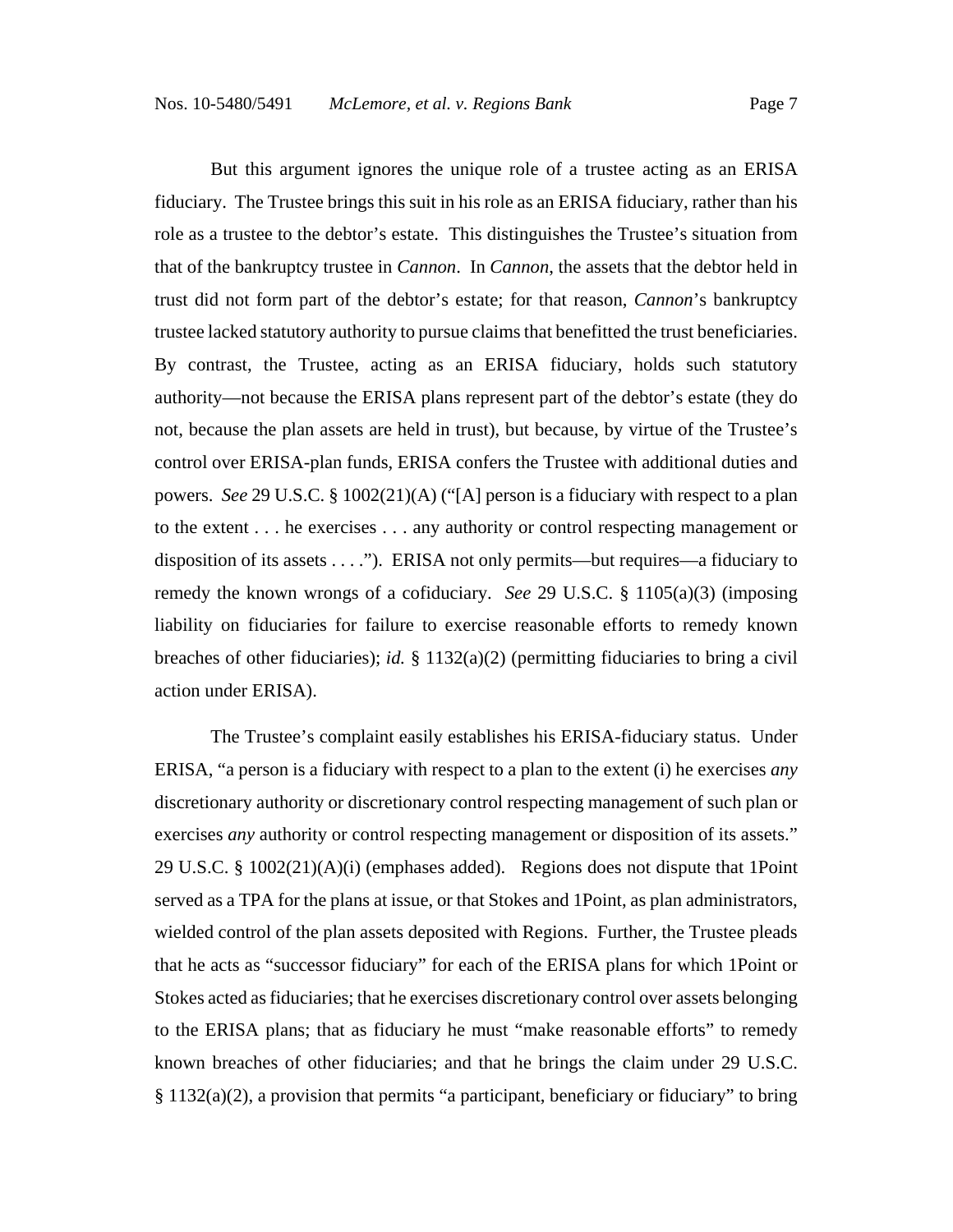But this argument ignores the unique role of a trustee acting as an ERISA fiduciary. The Trustee brings this suit in his role as an ERISA fiduciary, rather than his role as a trustee to the debtor's estate. This distinguishes the Trustee's situation from that of the bankruptcy trustee in *Cannon*. In *Cannon*, the assets that the debtor held in trust did not form part of the debtor's estate; for that reason, *Cannon*'s bankruptcy trustee lacked statutory authority to pursue claims that benefitted the trust beneficiaries. By contrast, the Trustee, acting as an ERISA fiduciary, holds such statutory authority—not because the ERISA plans represent part of the debtor's estate (they do not, because the plan assets are held in trust), but because, by virtue of the Trustee's control over ERISA-plan funds, ERISA confers the Trustee with additional duties and powers. *See* 29 U.S.C. § 1002(21)(A) ("[A] person is a fiduciary with respect to a plan to the extent . . . he exercises . . . any authority or control respecting management or disposition of its assets . . . ."). ERISA not only permits—but requires—a fiduciary to remedy the known wrongs of a cofiduciary. *See* 29 U.S.C. § 1105(a)(3) (imposing liability on fiduciaries for failure to exercise reasonable efforts to remedy known breaches of other fiduciaries); *id.* § 1132(a)(2) (permitting fiduciaries to bring a civil action under ERISA).

The Trustee's complaint easily establishes his ERISA-fiduciary status. Under ERISA, "a person is a fiduciary with respect to a plan to the extent (i) he exercises *any* discretionary authority or discretionary control respecting management of such plan or exercises *any* authority or control respecting management or disposition of its assets." 29 U.S.C. § 1002(21)(A)(i) (emphases added). Regions does not dispute that 1Point served as a TPA for the plans at issue, or that Stokes and 1Point, as plan administrators, wielded control of the plan assets deposited with Regions. Further, the Trustee pleads that he acts as "successor fiduciary" for each of the ERISA plans for which 1Point or Stokes acted as fiduciaries; that he exercises discretionary control over assets belonging to the ERISA plans; that as fiduciary he must "make reasonable efforts" to remedy known breaches of other fiduciaries; and that he brings the claim under 29 U.S.C. § 1132(a)(2), a provision that permits "a participant, beneficiary or fiduciary" to bring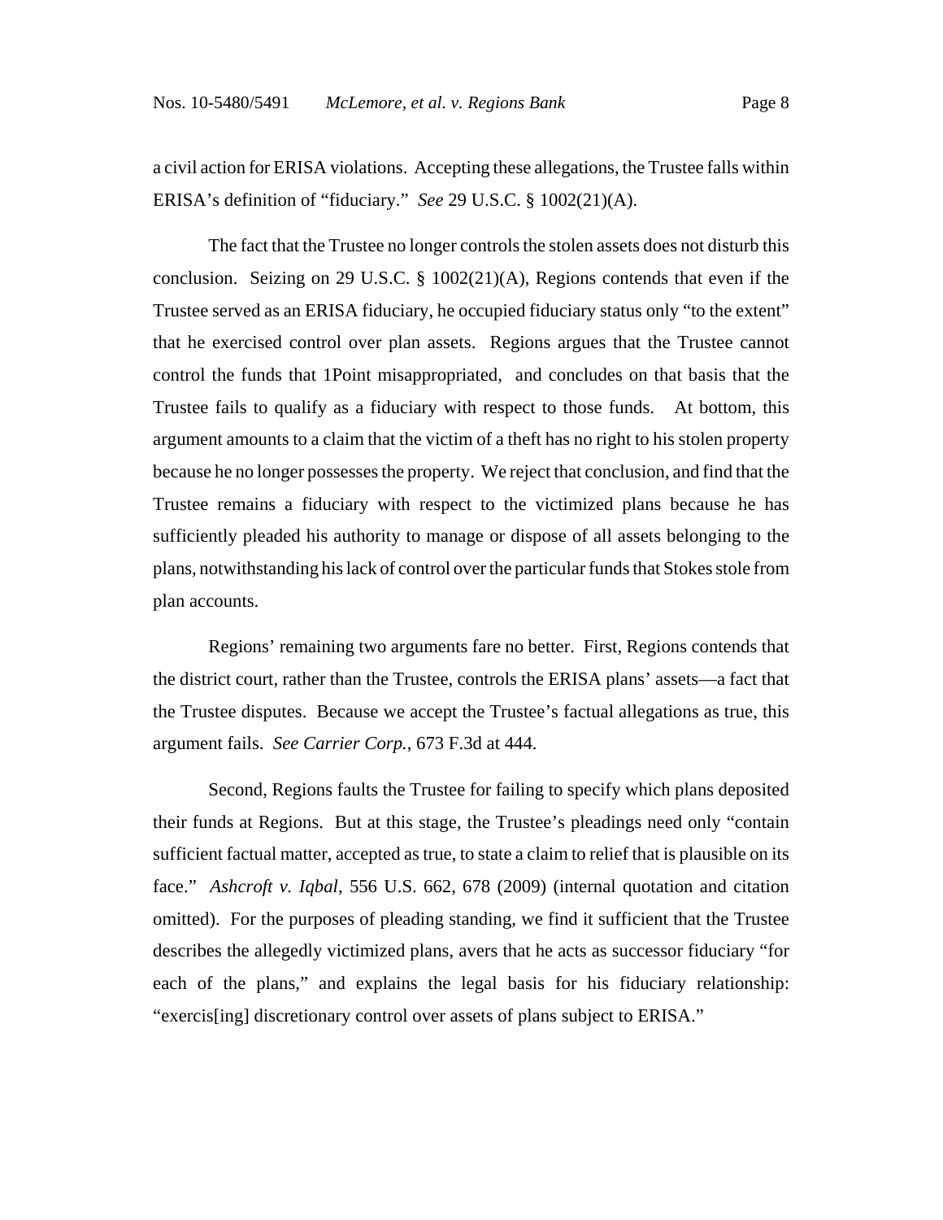a civil action for ERISA violations. Accepting these allegations, the Trustee falls within ERISA's definition of "fiduciary." *See* 29 U.S.C. § 1002(21)(A).

The fact that the Trustee no longer controls the stolen assets does not disturb this conclusion. Seizing on 29 U.S.C. § 1002(21)(A), Regions contends that even if the Trustee served as an ERISA fiduciary, he occupied fiduciary status only "to the extent" that he exercised control over plan assets. Regions argues that the Trustee cannot control the funds that 1Point misappropriated, and concludes on that basis that the Trustee fails to qualify as a fiduciary with respect to those funds. At bottom, this argument amounts to a claim that the victim of a theft has no right to his stolen property because he no longer possesses the property. We reject that conclusion, and find that the Trustee remains a fiduciary with respect to the victimized plans because he has sufficiently pleaded his authority to manage or dispose of all assets belonging to the plans, notwithstanding his lack of control over the particular funds that Stokes stole from plan accounts.

Regions' remaining two arguments fare no better. First, Regions contends that the district court, rather than the Trustee, controls the ERISA plans' assets—a fact that the Trustee disputes. Because we accept the Trustee's factual allegations as true, this argument fails. *See Carrier Corp.*, 673 F.3d at 444.

Second, Regions faults the Trustee for failing to specify which plans deposited their funds at Regions. But at this stage, the Trustee's pleadings need only "contain sufficient factual matter, accepted as true, to state a claim to relief that is plausible on its face." *Ashcroft v. Iqbal*, 556 U.S. 662, 678 (2009) (internal quotation and citation omitted). For the purposes of pleading standing, we find it sufficient that the Trustee describes the allegedly victimized plans, avers that he acts as successor fiduciary "for each of the plans," and explains the legal basis for his fiduciary relationship: "exercis[ing] discretionary control over assets of plans subject to ERISA."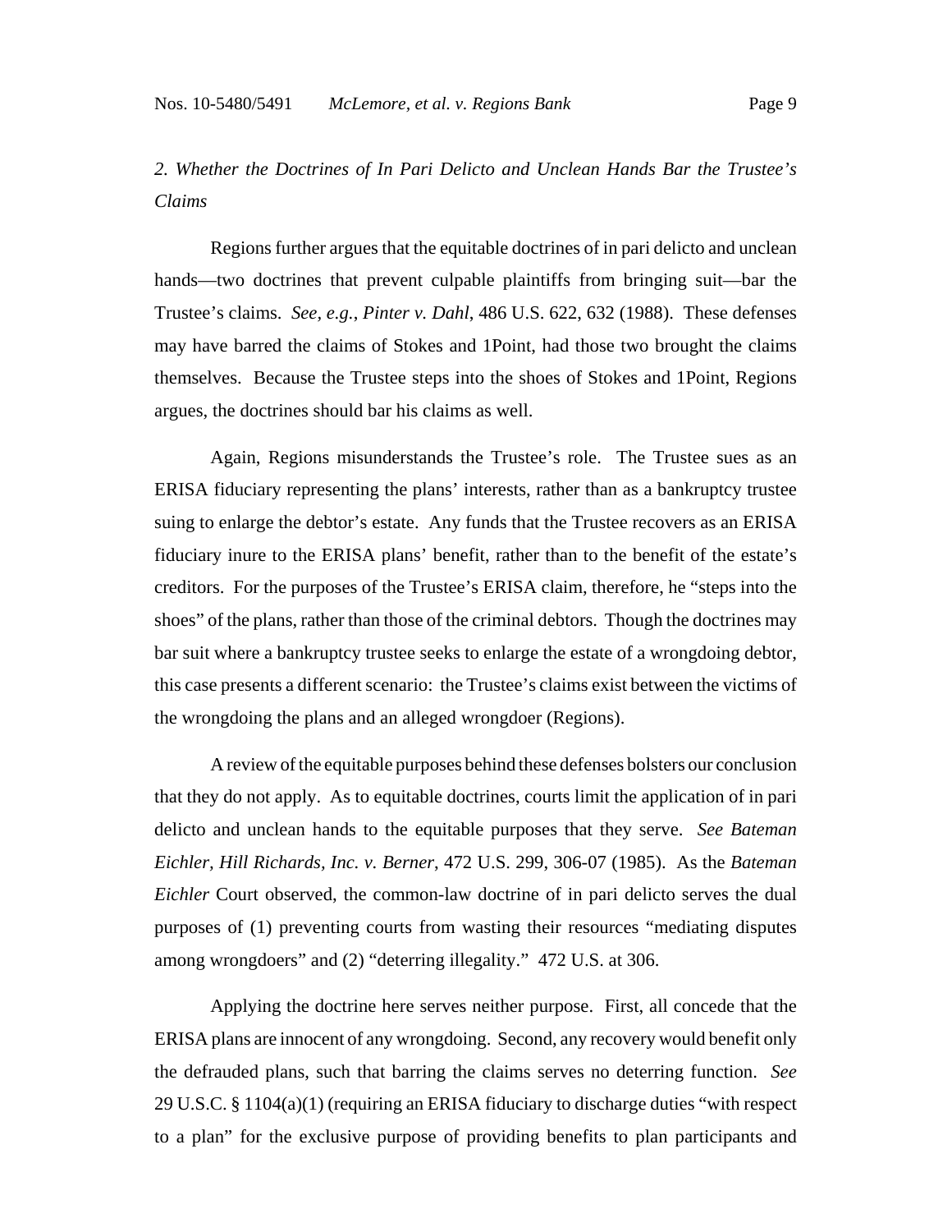*2. Whether the Doctrines of In Pari Delicto and Unclean Hands Bar the Trustee's Claims*

Regions further argues that the equitable doctrines of in pari delicto and unclean hands—two doctrines that prevent culpable plaintiffs from bringing suit—bar the Trustee's claims. *See, e.g.*, *Pinter v. Dahl*, 486 U.S. 622, 632 (1988). These defenses may have barred the claims of Stokes and 1Point, had those two brought the claims themselves. Because the Trustee steps into the shoes of Stokes and 1Point, Regions argues, the doctrines should bar his claims as well.

Again, Regions misunderstands the Trustee's role. The Trustee sues as an ERISA fiduciary representing the plans' interests, rather than as a bankruptcy trustee suing to enlarge the debtor's estate. Any funds that the Trustee recovers as an ERISA fiduciary inure to the ERISA plans' benefit, rather than to the benefit of the estate's creditors. For the purposes of the Trustee's ERISA claim, therefore, he "steps into the shoes" of the plans, rather than those of the criminal debtors. Though the doctrines may bar suit where a bankruptcy trustee seeks to enlarge the estate of a wrongdoing debtor, this case presents a different scenario: the Trustee's claims exist between the victims of the wrongdoing the plans and an alleged wrongdoer (Regions).

A review of the equitable purposes behind these defenses bolsters our conclusion that they do not apply. As to equitable doctrines, courts limit the application of in pari delicto and unclean hands to the equitable purposes that they serve. *See Bateman Eichler, Hill Richards, Inc. v. Berner*, 472 U.S. 299, 306-07 (1985). As the *Bateman Eichler* Court observed, the common-law doctrine of in pari delicto serves the dual purposes of (1) preventing courts from wasting their resources "mediating disputes among wrongdoers" and (2) "deterring illegality." 472 U.S. at 306.

Applying the doctrine here serves neither purpose. First, all concede that the ERISA plans are innocent of any wrongdoing. Second, any recovery would benefit only the defrauded plans, such that barring the claims serves no deterring function. *See* 29 U.S.C. § 1104(a)(1) (requiring an ERISA fiduciary to discharge duties "with respect to a plan" for the exclusive purpose of providing benefits to plan participants and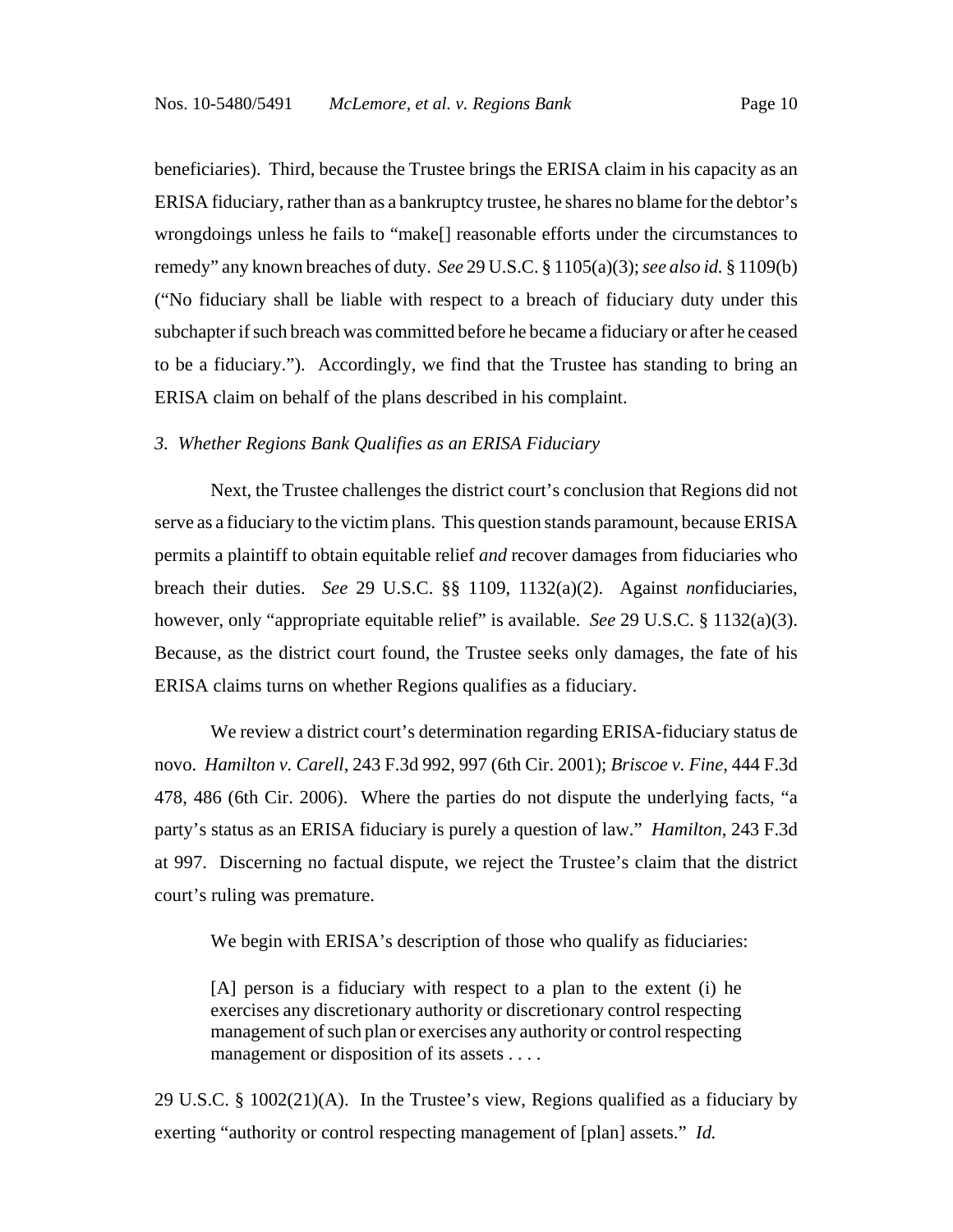beneficiaries). Third, because the Trustee brings the ERISA claim in his capacity as an ERISA fiduciary, rather than as a bankruptcy trustee, he shares no blame for the debtor's wrongdoings unless he fails to "make[] reasonable efforts under the circumstances to remedy" any known breaches of duty. *See* 29 U.S.C. § 1105(a)(3); *see also id.* § 1109(b) ("No fiduciary shall be liable with respect to a breach of fiduciary duty under this subchapter if such breach was committed before he became a fiduciary or after he ceased to be a fiduciary."). Accordingly, we find that the Trustee has standing to bring an ERISA claim on behalf of the plans described in his complaint.

*3. Whether Regions Bank Qualifies as an ERISA Fiduciary*

Next, the Trustee challenges the district court's conclusion that Regions did not serve as a fiduciary to the victim plans. This question stands paramount, because ERISA permits a plaintiff to obtain equitable relief *and* recover damages from fiduciaries who breach their duties. *See* 29 U.S.C. §§ 1109, 1132(a)(2). Against *non*fiduciaries, however, only "appropriate equitable relief" is available. *See* 29 U.S.C. § 1132(a)(3). Because, as the district court found, the Trustee seeks only damages, the fate of his ERISA claims turns on whether Regions qualifies as a fiduciary.

We review a district court's determination regarding ERISA-fiduciary status de novo. *Hamilton v. Carell*, 243 F.3d 992, 997 (6th Cir. 2001); *Briscoe v. Fine*, 444 F.3d 478, 486 (6th Cir. 2006). Where the parties do not dispute the underlying facts, "a party's status as an ERISA fiduciary is purely a question of law." *Hamilton*, 243 F.3d at 997. Discerning no factual dispute, we reject the Trustee's claim that the district court's ruling was premature.

We begin with ERISA's description of those who qualify as fiduciaries:

> [A] person is a fiduciary with respect to a plan to the extent (i) he exercises any discretionary authority or discretionary control respecting management of such plan or exercises any authority or control respecting management or disposition of its assets . . . .

29 U.S.C. § 1002(21)(A). In the Trustee's view, Regions qualified as a fiduciary by exerting "authority or control respecting management of [plan] assets." *Id.*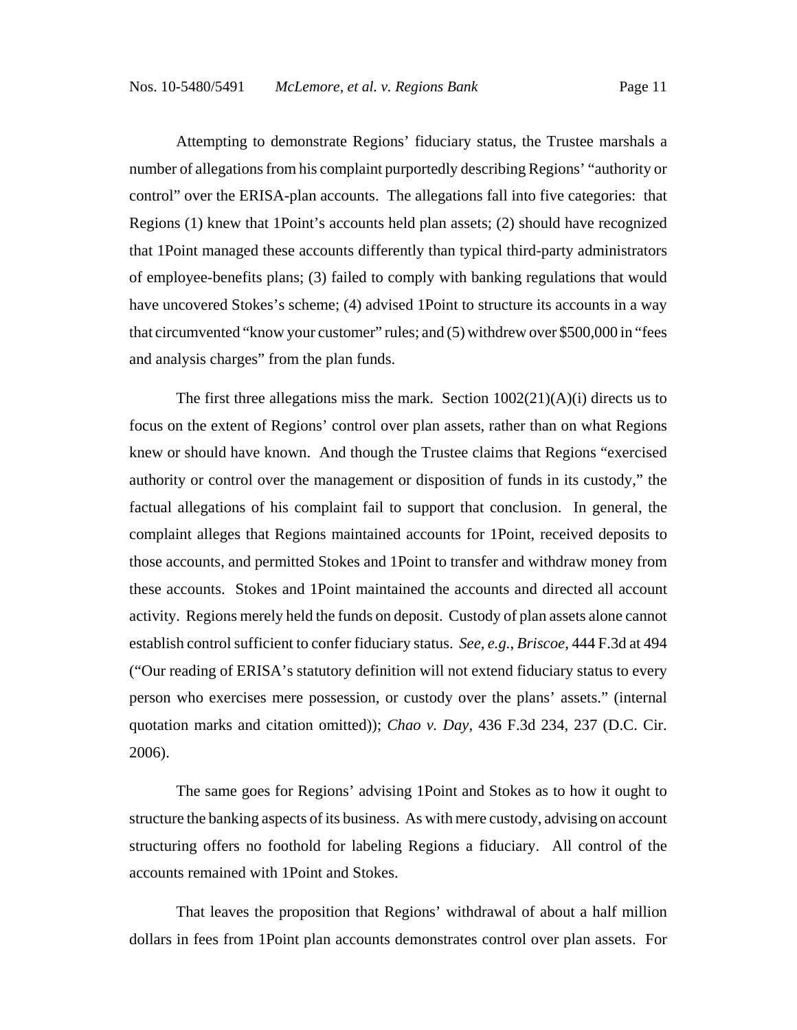Attempting to demonstrate Regions' fiduciary status, the Trustee marshals a number of allegations from his complaint purportedly describing Regions' "authority or control" over the ERISA-plan accounts. The allegations fall into five categories: that Regions (1) knew that 1Point's accounts held plan assets; (2) should have recognized that 1Point managed these accounts differently than typical third-party administrators of employee-benefits plans; (3) failed to comply with banking regulations that would have uncovered Stokes's scheme; (4) advised 1Point to structure its accounts in a way that circumvented "know your customer" rules; and (5) withdrew over $500,000 in "fees and analysis charges" from the plan funds.

The first three allegations miss the mark. Section 1002(21)(A)(i) directs us to focus on the extent of Regions' control over plan assets, rather than on what Regions knew or should have known. And though the Trustee claims that Regions "exercised authority or control over the management or disposition of funds in its custody," the factual allegations of his complaint fail to support that conclusion. In general, the complaint alleges that Regions maintained accounts for 1Point, received deposits to those accounts, and permitted Stokes and 1Point to transfer and withdraw money from these accounts. Stokes and 1Point maintained the accounts and directed all account activity. Regions merely held the funds on deposit. Custody of plan assets alone cannot establish control sufficient to confer fiduciary status. *See, e.g.*, *Briscoe*, 444 F.3d at 494 ("Our reading of ERISA's statutory definition will not extend fiduciary status to every person who exercises mere possession, or custody over the plans' assets." (internal quotation marks and citation omitted)); *Chao v. Day*, 436 F.3d 234, 237 (D.C. Cir. 2006).

The same goes for Regions' advising 1Point and Stokes as to how it ought to structure the banking aspects of its business. As with mere custody, advising on account structuring offers no foothold for labeling Regions a fiduciary. All control of the accounts remained with 1Point and Stokes.

That leaves the proposition that Regions' withdrawal of about a half million dollars in fees from 1Point plan accounts demonstrates control over plan assets. For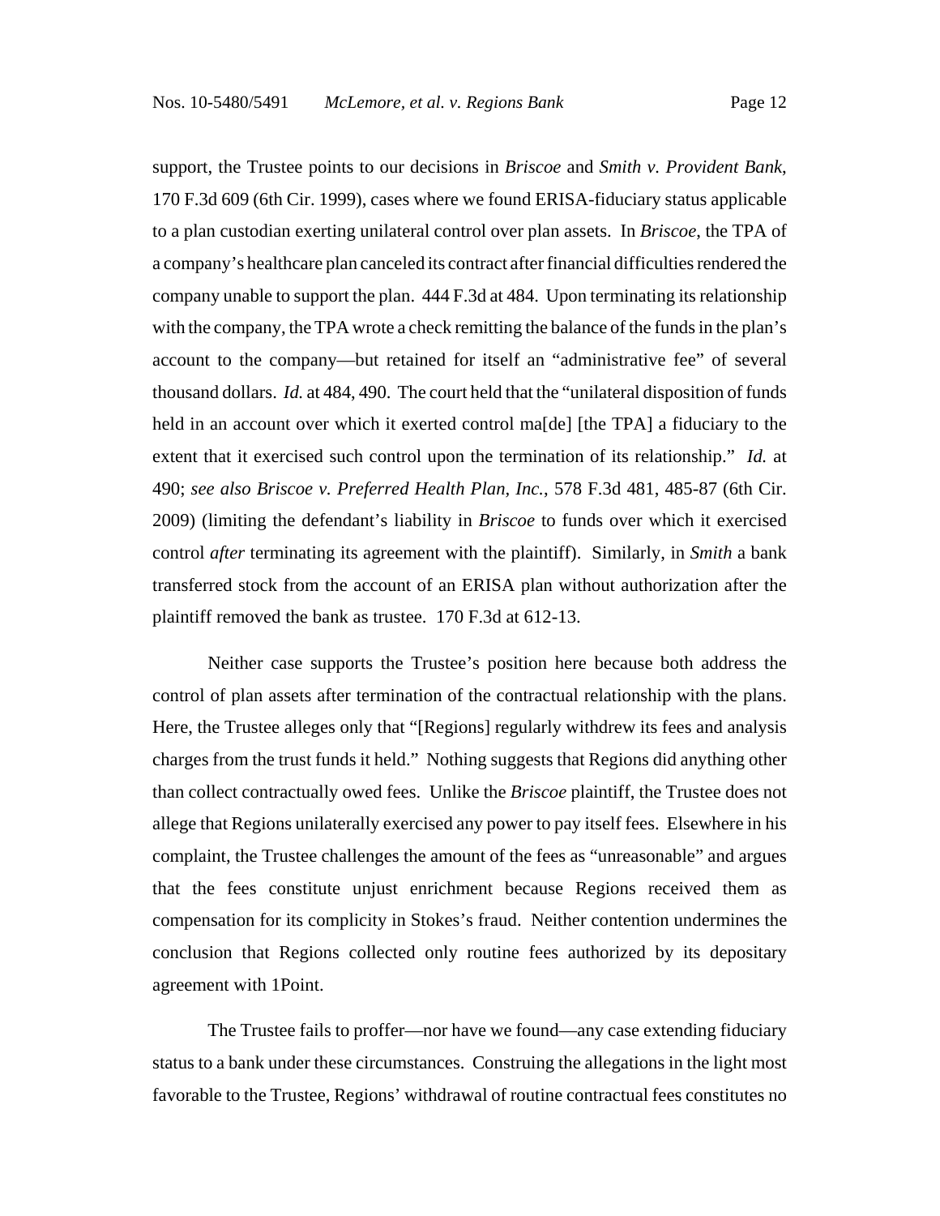support, the Trustee points to our decisions in *Briscoe* and *Smith v. Provident Bank*, 170 F.3d 609 (6th Cir. 1999), cases where we found ERISA-fiduciary status applicable to a plan custodian exerting unilateral control over plan assets. In *Briscoe*, the TPA of a company's healthcare plan canceled its contract after financial difficulties rendered the company unable to support the plan. 444 F.3d at 484. Upon terminating its relationship with the company, the TPA wrote a check remitting the balance of the funds in the plan's account to the company—but retained for itself an "administrative fee" of several thousand dollars. *Id.* at 484, 490. The court held that the "unilateral disposition of funds held in an account over which it exerted control ma[de] [the TPA] a fiduciary to the extent that it exercised such control upon the termination of its relationship." *Id.* at 490; *see also Briscoe v. Preferred Health Plan, Inc.*, 578 F.3d 481, 485-87 (6th Cir. 2009) (limiting the defendant's liability in *Briscoe* to funds over which it exercised control *after* terminating its agreement with the plaintiff). Similarly, in *Smith* a bank transferred stock from the account of an ERISA plan without authorization after the plaintiff removed the bank as trustee. 170 F.3d at 612-13.

Neither case supports the Trustee's position here because both address the control of plan assets after termination of the contractual relationship with the plans. Here, the Trustee alleges only that "[Regions] regularly withdrew its fees and analysis charges from the trust funds it held." Nothing suggests that Regions did anything other than collect contractually owed fees. Unlike the *Briscoe* plaintiff, the Trustee does not allege that Regions unilaterally exercised any power to pay itself fees. Elsewhere in his complaint, the Trustee challenges the amount of the fees as "unreasonable" and argues that the fees constitute unjust enrichment because Regions received them as compensation for its complicity in Stokes's fraud. Neither contention undermines the conclusion that Regions collected only routine fees authorized by its depositary agreement with 1Point.

The Trustee fails to proffer—nor have we found—any case extending fiduciary status to a bank under these circumstances. Construing the allegations in the light most favorable to the Trustee, Regions' withdrawal of routine contractual fees constitutes no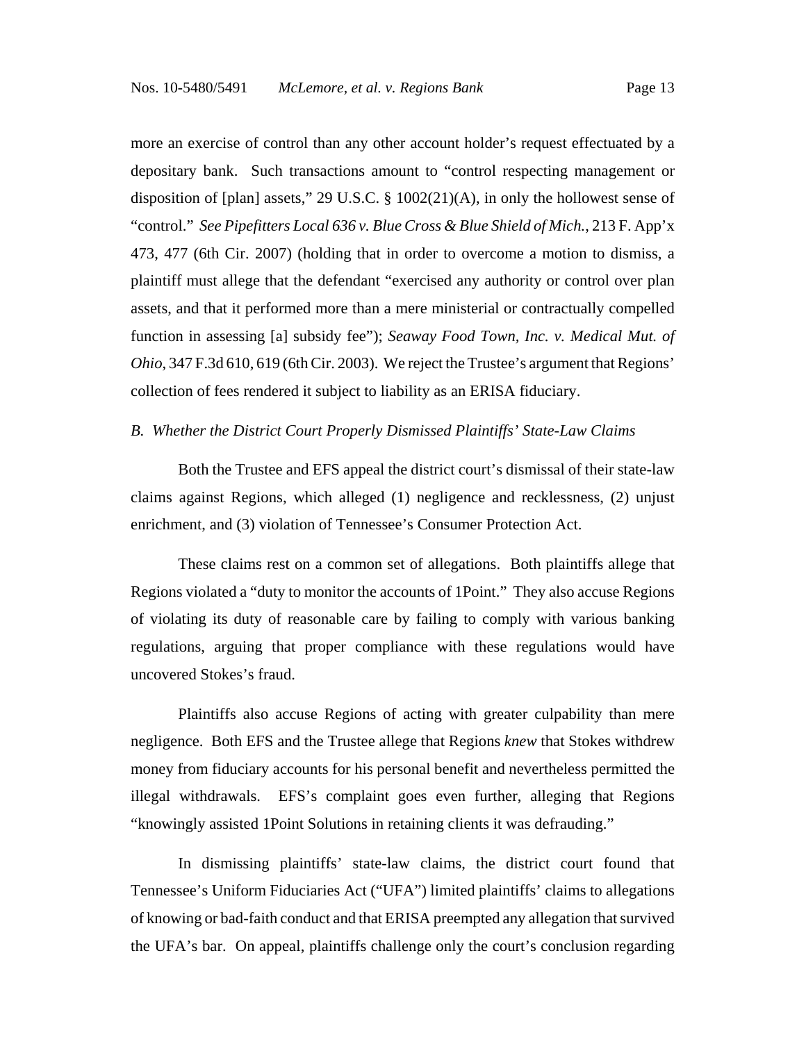more an exercise of control than any other account holder's request effectuated by a depositary bank. Such transactions amount to "control respecting management or disposition of [plan] assets," 29 U.S.C. § 1002(21)(A), in only the hollowest sense of "control." *See Pipefitters Local 636 v. Blue Cross & Blue Shield of Mich.*, 213 F. App'x 473, 477 (6th Cir. 2007) (holding that in order to overcome a motion to dismiss, a plaintiff must allege that the defendant "exercised any authority or control over plan assets, and that it performed more than a mere ministerial or contractually compelled function in assessing [a] subsidy fee"); *Seaway Food Town, Inc. v. Medical Mut. of Ohio*, 347 F.3d 610, 619 (6th Cir. 2003). We reject the Trustee's argument that Regions' collection of fees rendered it subject to liability as an ERISA fiduciary.

*B. Whether the District Court Properly Dismissed Plaintiffs' State-Law Claims*

Both the Trustee and EFS appeal the district court's dismissal of their state-law claims against Regions, which alleged (1) negligence and recklessness, (2) unjust enrichment, and (3) violation of Tennessee's Consumer Protection Act.

These claims rest on a common set of allegations. Both plaintiffs allege that Regions violated a "duty to monitor the accounts of 1Point." They also accuse Regions of violating its duty of reasonable care by failing to comply with various banking regulations, arguing that proper compliance with these regulations would have uncovered Stokes's fraud.

Plaintiffs also accuse Regions of acting with greater culpability than mere negligence. Both EFS and the Trustee allege that Regions *knew* that Stokes withdrew money from fiduciary accounts for his personal benefit and nevertheless permitted the illegal withdrawals. EFS's complaint goes even further, alleging that Regions "knowingly assisted 1Point Solutions in retaining clients it was defrauding."

In dismissing plaintiffs' state-law claims, the district court found that Tennessee's Uniform Fiduciaries Act ("UFA") limited plaintiffs' claims to allegations of knowing or bad-faith conduct and that ERISA preempted any allegation that survived the UFA's bar. On appeal, plaintiffs challenge only the court's conclusion regarding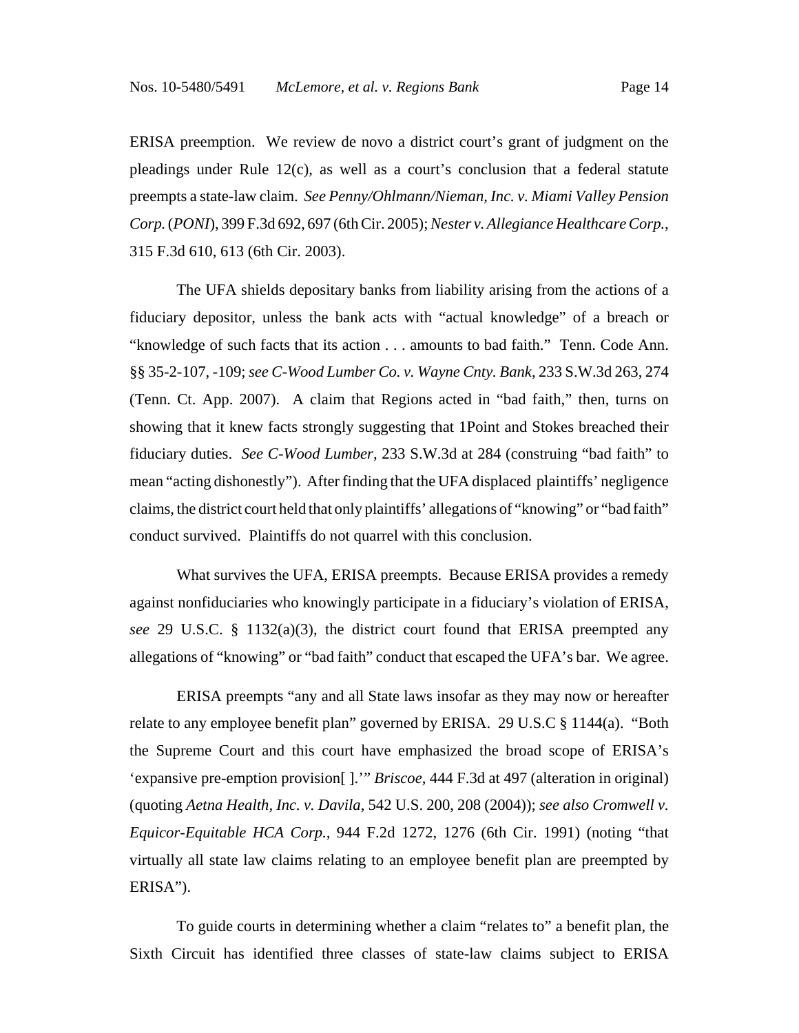ERISA preemption. We review de novo a district court's grant of judgment on the pleadings under Rule 12(c), as well as a court's conclusion that a federal statute preempts a state-law claim. *See Penny/Ohlmann/Nieman, Inc. v. Miami Valley Pension Corp.* (*PONI*), 399 F.3d 692, 697 (6th Cir. 2005); *Nester v. Allegiance Healthcare Corp.*, 315 F.3d 610, 613 (6th Cir. 2003).

The UFA shields depositary banks from liability arising from the actions of a fiduciary depositor, unless the bank acts with "actual knowledge" of a breach or "knowledge of such facts that its action . . . amounts to bad faith." Tenn. Code Ann. §§ 35-2-107, -109; *see C-Wood Lumber Co. v. Wayne Cnty. Bank*, 233 S.W.3d 263, 274 (Tenn. Ct. App. 2007). A claim that Regions acted in "bad faith," then, turns on showing that it knew facts strongly suggesting that 1Point and Stokes breached their fiduciary duties. *See C-Wood Lumber*, 233 S.W.3d at 284 (construing "bad faith" to mean "acting dishonestly"). After finding that the UFA displaced plaintiffs' negligence claims, the district court held that only plaintiffs' allegations of "knowing" or "bad faith" conduct survived. Plaintiffs do not quarrel with this conclusion.

What survives the UFA, ERISA preempts. Because ERISA provides a remedy against nonfiduciaries who knowingly participate in a fiduciary's violation of ERISA, *see* 29 U.S.C. § 1132(a)(3), the district court found that ERISA preempted any allegations of "knowing" or "bad faith" conduct that escaped the UFA's bar. We agree.

ERISA preempts "any and all State laws insofar as they may now or hereafter relate to any employee benefit plan" governed by ERISA. 29 U.S.C § 1144(a). "Both the Supreme Court and this court have emphasized the broad scope of ERISA's 'expansive pre-emption provision[ ].'" *Briscoe*, 444 F.3d at 497 (alteration in original) (quoting *Aetna Health, Inc. v. Davila*, 542 U.S. 200, 208 (2004)); *see also Cromwell v. Equicor-Equitable HCA Corp.*, 944 F.2d 1272, 1276 (6th Cir. 1991) (noting "that virtually all state law claims relating to an employee benefit plan are preempted by ERISA").

To guide courts in determining whether a claim "relates to" a benefit plan, the Sixth Circuit has identified three classes of state-law claims subject to ERISA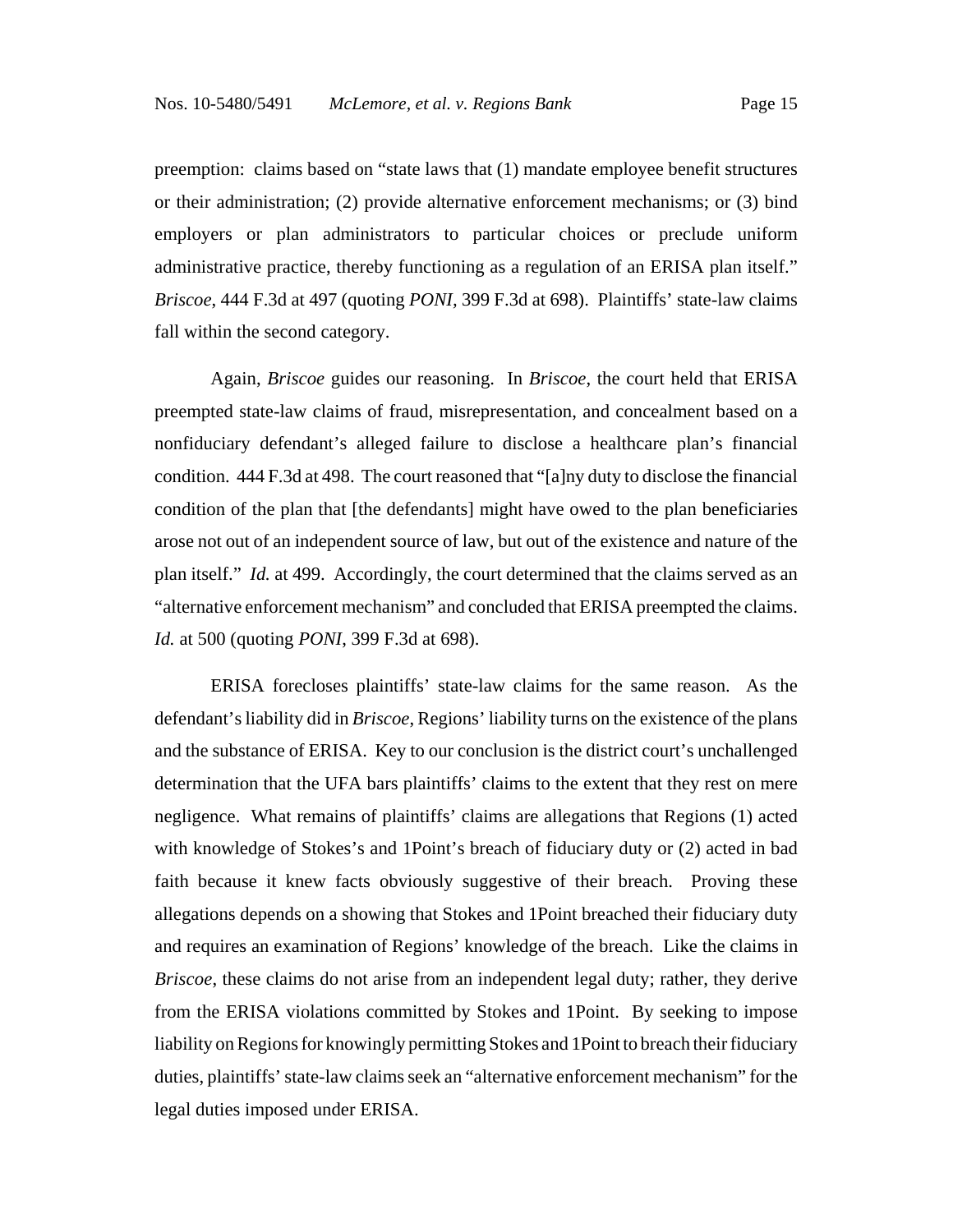preemption: claims based on "state laws that (1) mandate employee benefit structures or their administration; (2) provide alternative enforcement mechanisms; or (3) bind employers or plan administrators to particular choices or preclude uniform administrative practice, thereby functioning as a regulation of an ERISA plan itself." *Briscoe*, 444 F.3d at 497 (quoting *PONI*, 399 F.3d at 698). Plaintiffs' state-law claims fall within the second category.

Again, *Briscoe* guides our reasoning. In *Briscoe*, the court held that ERISA preempted state-law claims of fraud, misrepresentation, and concealment based on a nonfiduciary defendant's alleged failure to disclose a healthcare plan's financial condition. 444 F.3d at 498. The court reasoned that "[a]ny duty to disclose the financial condition of the plan that [the defendants] might have owed to the plan beneficiaries arose not out of an independent source of law, but out of the existence and nature of the plan itself." *Id.* at 499. Accordingly, the court determined that the claims served as an "alternative enforcement mechanism" and concluded that ERISA preempted the claims. *Id.* at 500 (quoting *PONI*, 399 F.3d at 698).

ERISA forecloses plaintiffs' state-law claims for the same reason. As the defendant's liability did in *Briscoe*, Regions' liability turns on the existence of the plans and the substance of ERISA. Key to our conclusion is the district court's unchallenged determination that the UFA bars plaintiffs' claims to the extent that they rest on mere negligence. What remains of plaintiffs' claims are allegations that Regions (1) acted with knowledge of Stokes's and 1Point's breach of fiduciary duty or (2) acted in bad faith because it knew facts obviously suggestive of their breach. Proving these allegations depends on a showing that Stokes and 1Point breached their fiduciary duty and requires an examination of Regions' knowledge of the breach. Like the claims in *Briscoe*, these claims do not arise from an independent legal duty; rather, they derive from the ERISA violations committed by Stokes and 1Point. By seeking to impose liability on Regions for knowingly permitting Stokes and 1Point to breach their fiduciary duties, plaintiffs' state-law claims seek an "alternative enforcement mechanism" for the legal duties imposed under ERISA.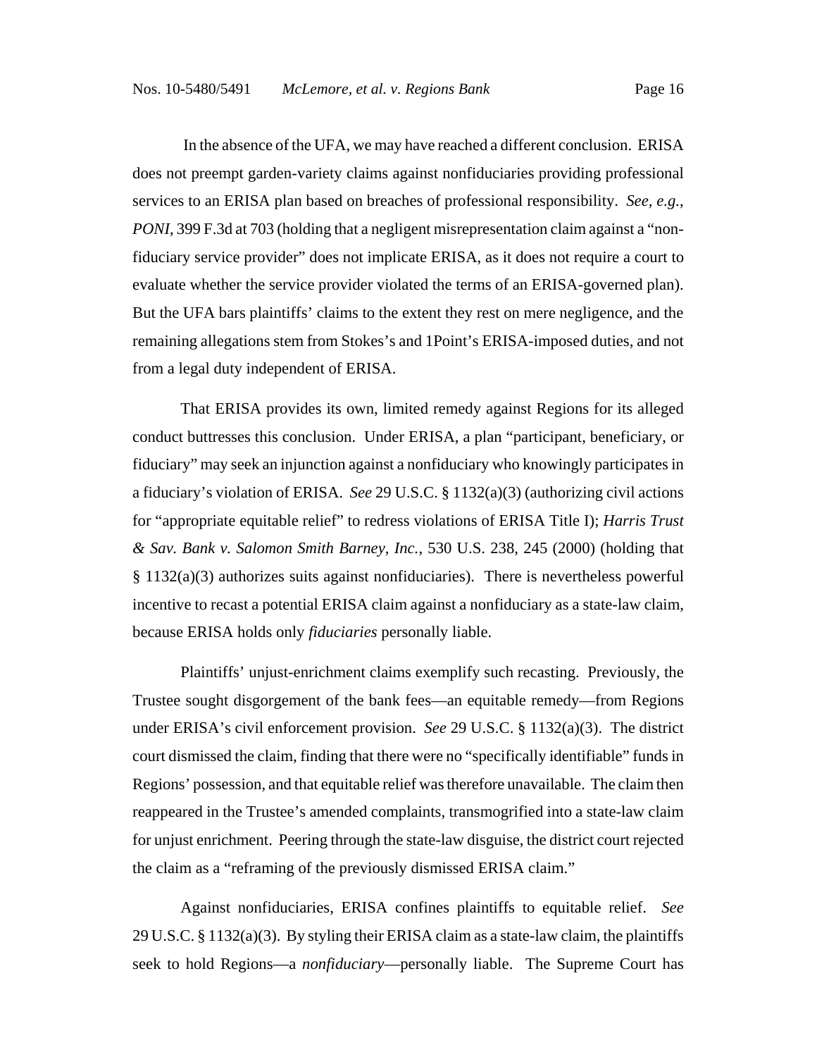In the absence of the UFA, we may have reached a different conclusion. ERISA does not preempt garden-variety claims against nonfiduciaries providing professional services to an ERISA plan based on breaches of professional responsibility. *See, e.g.*, *PONI*, 399 F.3d at 703 (holding that a negligent misrepresentation claim against a "non-fiduciary service provider" does not implicate ERISA, as it does not require a court to evaluate whether the service provider violated the terms of an ERISA-governed plan). But the UFA bars plaintiffs' claims to the extent they rest on mere negligence, and the remaining allegations stem from Stokes's and 1Point's ERISA-imposed duties, and not from a legal duty independent of ERISA.

That ERISA provides its own, limited remedy against Regions for its alleged conduct buttresses this conclusion. Under ERISA, a plan "participant, beneficiary, or fiduciary" may seek an injunction against a nonfiduciary who knowingly participates in a fiduciary's violation of ERISA. *See* 29 U.S.C. § 1132(a)(3) (authorizing civil actions for "appropriate equitable relief" to redress violations of ERISA Title I); *Harris Trust & Sav. Bank v. Salomon Smith Barney, Inc.*, 530 U.S. 238, 245 (2000) (holding that § 1132(a)(3) authorizes suits against nonfiduciaries). There is nevertheless powerful incentive to recast a potential ERISA claim against a nonfiduciary as a state-law claim, because ERISA holds only *fiduciaries* personally liable.

Plaintiffs' unjust-enrichment claims exemplify such recasting. Previously, the Trustee sought disgorgement of the bank fees—an equitable remedy—from Regions under ERISA's civil enforcement provision. *See* 29 U.S.C. § 1132(a)(3). The district court dismissed the claim, finding that there were no "specifically identifiable" funds in Regions' possession, and that equitable relief was therefore unavailable. The claim then reappeared in the Trustee's amended complaints, transmogrified into a state-law claim for unjust enrichment. Peering through the state-law disguise, the district court rejected the claim as a "reframing of the previously dismissed ERISA claim."

Against nonfiduciaries, ERISA confines plaintiffs to equitable relief. *See* 29 U.S.C. § 1132(a)(3). By styling their ERISA claim as a state-law claim, the plaintiffs seek to hold Regions—a *nonfiduciary*—personally liable. The Supreme Court has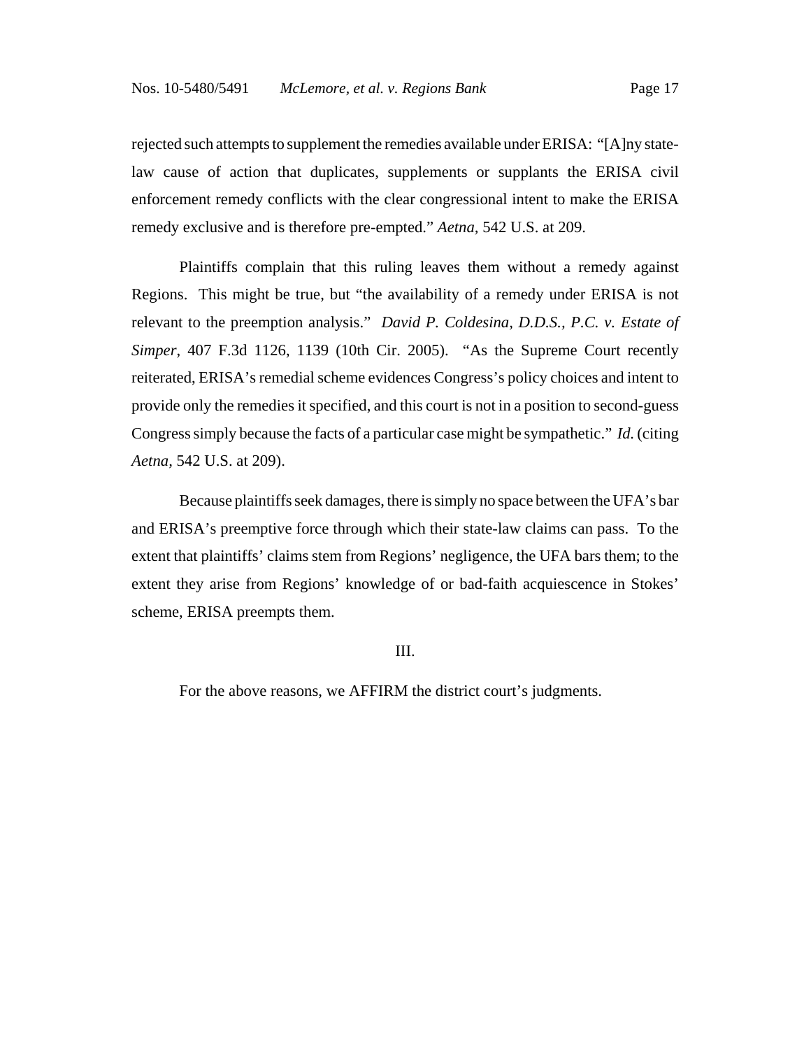rejected such attempts to supplement the remedies available under ERISA: "[A]ny state-law cause of action that duplicates, supplements or supplants the ERISA civil enforcement remedy conflicts with the clear congressional intent to make the ERISA remedy exclusive and is therefore pre-empted." *Aetna,* 542 U.S. at 209.

Plaintiffs complain that this ruling leaves them without a remedy against Regions. This might be true, but "the availability of a remedy under ERISA is not relevant to the preemption analysis." *David P. Coldesina, D.D.S., P.C. v. Estate of Simper*, 407 F.3d 1126, 1139 (10th Cir. 2005). "As the Supreme Court recently reiterated, ERISA's remedial scheme evidences Congress's policy choices and intent to provide only the remedies it specified, and this court is not in a position to second-guess Congress simply because the facts of a particular case might be sympathetic." *Id.* (citing *Aetna,* 542 U.S. at 209).

Because plaintiffs seek damages, there is simply no space between the UFA's bar and ERISA's preemptive force through which their state-law claims can pass. To the extent that plaintiffs' claims stem from Regions' negligence, the UFA bars them; to the extent they arise from Regions' knowledge of or bad-faith acquiescence in Stokes' scheme, ERISA preempts them.

III.

For the above reasons, we AFFIRM the district court's judgments.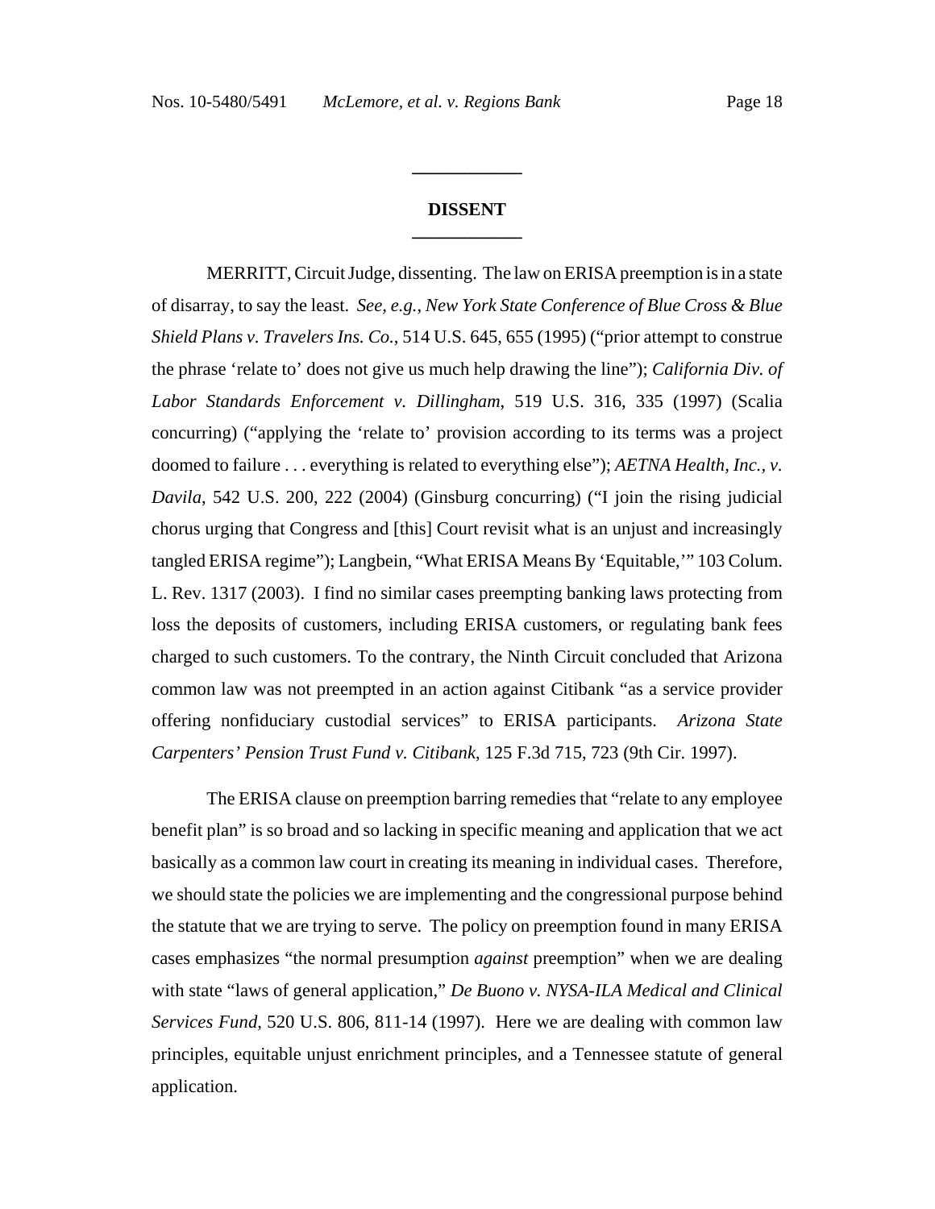## DISSENT

MERRITT, Circuit Judge, dissenting. The law on ERISA preemption is in a state of disarray, to say the least. *See, e.g.*, *New York State Conference of Blue Cross & Blue Shield Plans v. Travelers Ins. Co.*, 514 U.S. 645, 655 (1995) ("prior attempt to construe the phrase 'relate to' does not give us much help drawing the line"); *California Div. of Labor Standards Enforcement v. Dillingham*, 519 U.S. 316, 335 (1997) (Scalia concurring) ("applying the 'relate to' provision according to its terms was a project doomed to failure . . . everything is related to everything else"); *AETNA Health, Inc., v. Davila*, 542 U.S. 200, 222 (2004) (Ginsburg concurring) ("I join the rising judicial chorus urging that Congress and [this] Court revisit what is an unjust and increasingly tangled ERISA regime"); Langbein, "What ERISA Means By 'Equitable,'" 103 Colum. L. Rev. 1317 (2003). I find no similar cases preempting banking laws protecting from loss the deposits of customers, including ERISA customers, or regulating bank fees charged to such customers. To the contrary, the Ninth Circuit concluded that Arizona common law was not preempted in an action against Citibank "as a service provider offering nonfiduciary custodial services" to ERISA participants. *Arizona State Carpenters' Pension Trust Fund v. Citibank*, 125 F.3d 715, 723 (9th Cir. 1997).

The ERISA clause on preemption barring remedies that "relate to any employee benefit plan" is so broad and so lacking in specific meaning and application that we act basically as a common law court in creating its meaning in individual cases. Therefore, we should state the policies we are implementing and the congressional purpose behind the statute that we are trying to serve. The policy on preemption found in many ERISA cases emphasizes "the normal presumption *against* preemption" when we are dealing with state "laws of general application," *De Buono v. NYSA-ILA Medical and Clinical Services Fund*, 520 U.S. 806, 811-14 (1997). Here we are dealing with common law principles, equitable unjust enrichment principles, and a Tennessee statute of general application.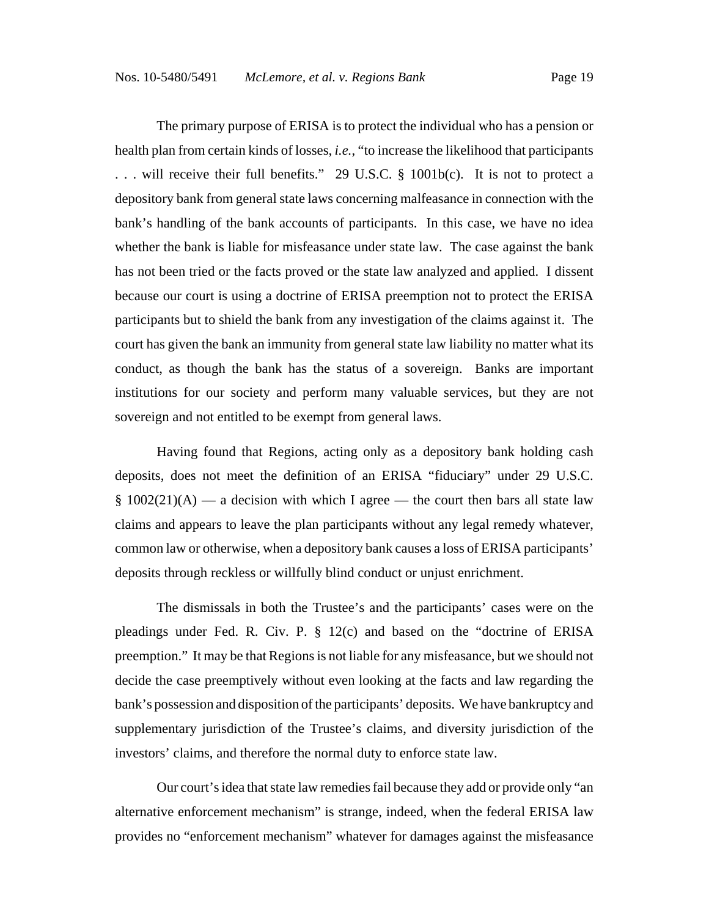The primary purpose of ERISA is to protect the individual who has a pension or health plan from certain kinds of losses, *i.e.*, "to increase the likelihood that participants . . . will receive their full benefits." 29 U.S.C. § 1001b(c). It is not to protect a depository bank from general state laws concerning malfeasance in connection with the bank's handling of the bank accounts of participants. In this case, we have no idea whether the bank is liable for misfeasance under state law. The case against the bank has not been tried or the facts proved or the state law analyzed and applied. I dissent because our court is using a doctrine of ERISA preemption not to protect the ERISA participants but to shield the bank from any investigation of the claims against it. The court has given the bank an immunity from general state law liability no matter what its conduct, as though the bank has the status of a sovereign. Banks are important institutions for our society and perform many valuable services, but they are not sovereign and not entitled to be exempt from general laws.

Having found that Regions, acting only as a depository bank holding cash deposits, does not meet the definition of an ERISA "fiduciary" under 29 U.S.C. § 1002(21)(A) — a decision with which I agree — the court then bars all state law claims and appears to leave the plan participants without any legal remedy whatever, common law or otherwise, when a depository bank causes a loss of ERISA participants' deposits through reckless or willfully blind conduct or unjust enrichment.

The dismissals in both the Trustee's and the participants' cases were on the pleadings under Fed. R. Civ. P. § 12(c) and based on the "doctrine of ERISA preemption." It may be that Regions is not liable for any misfeasance, but we should not decide the case preemptively without even looking at the facts and law regarding the bank's possession and disposition of the participants' deposits. We have bankruptcy and supplementary jurisdiction of the Trustee's claims, and diversity jurisdiction of the investors' claims, and therefore the normal duty to enforce state law.

Our court's idea that state law remedies fail because they add or provide only "an alternative enforcement mechanism" is strange, indeed, when the federal ERISA law provides no "enforcement mechanism" whatever for damages against the misfeasance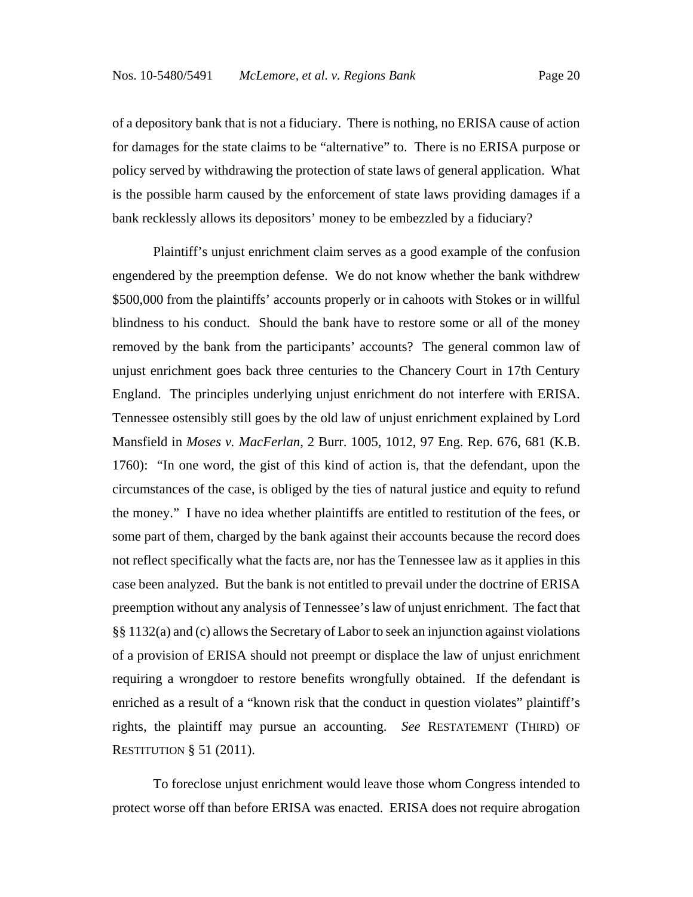of a depository bank that is not a fiduciary. There is nothing, no ERISA cause of action for damages for the state claims to be "alternative" to. There is no ERISA purpose or policy served by withdrawing the protection of state laws of general application. What is the possible harm caused by the enforcement of state laws providing damages if a bank recklessly allows its depositors' money to be embezzled by a fiduciary?

Plaintiff's unjust enrichment claim serves as a good example of the confusion engendered by the preemption defense. We do not know whether the bank withdrew $500,000 from the plaintiffs' accounts properly or in cahoots with Stokes or in willful blindness to his conduct. Should the bank have to restore some or all of the money removed by the bank from the participants' accounts? The general common law of unjust enrichment goes back three centuries to the Chancery Court in 17th Century England. The principles underlying unjust enrichment do not interfere with ERISA. Tennessee ostensibly still goes by the old law of unjust enrichment explained by Lord Mansfield in *Moses v. MacFerlan*, 2 Burr. 1005, 1012, 97 Eng. Rep. 676, 681 (K.B. 1760): "In one word, the gist of this kind of action is, that the defendant, upon the circumstances of the case, is obliged by the ties of natural justice and equity to refund the money." I have no idea whether plaintiffs are entitled to restitution of the fees, or some part of them, charged by the bank against their accounts because the record does not reflect specifically what the facts are, nor has the Tennessee law as it applies in this case been analyzed. But the bank is not entitled to prevail under the doctrine of ERISA preemption without any analysis of Tennessee's law of unjust enrichment. The fact that §§ 1132(a) and (c) allows the Secretary of Labor to seek an injunction against violations of a provision of ERISA should not preempt or displace the law of unjust enrichment requiring a wrongdoer to restore benefits wrongfully obtained. If the defendant is enriched as a result of a "known risk that the conduct in question violates" plaintiff's rights, the plaintiff may pursue an accounting. *See* RESTATEMENT (THIRD) OF RESTITUTION § 51 (2011).

To foreclose unjust enrichment would leave those whom Congress intended to protect worse off than before ERISA was enacted. ERISA does not require abrogation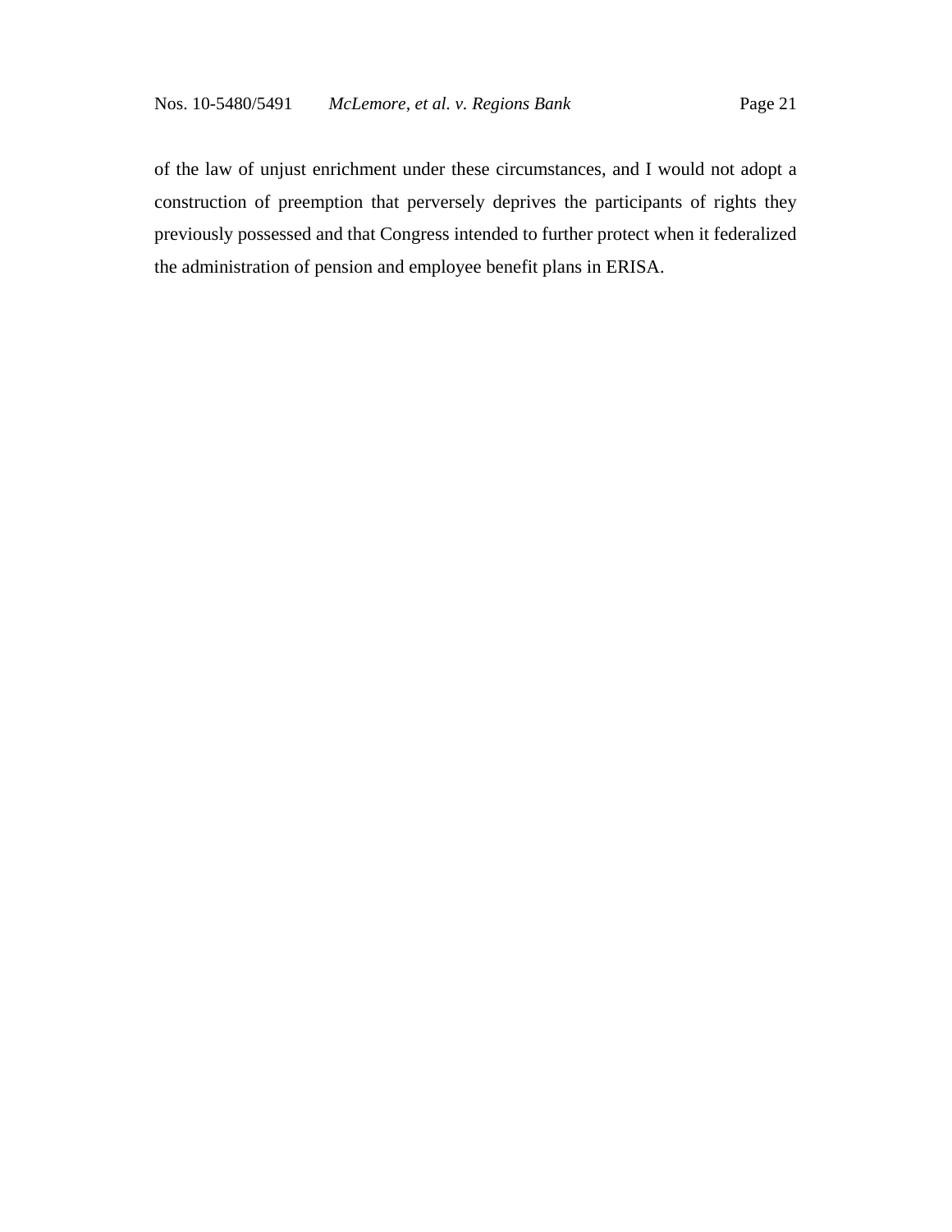of the law of unjust enrichment under these circumstances, and I would not adopt a construction of preemption that perversely deprives the participants of rights they previously possessed and that Congress intended to further protect when it federalized the administration of pension and employee benefit plans in ERISA.